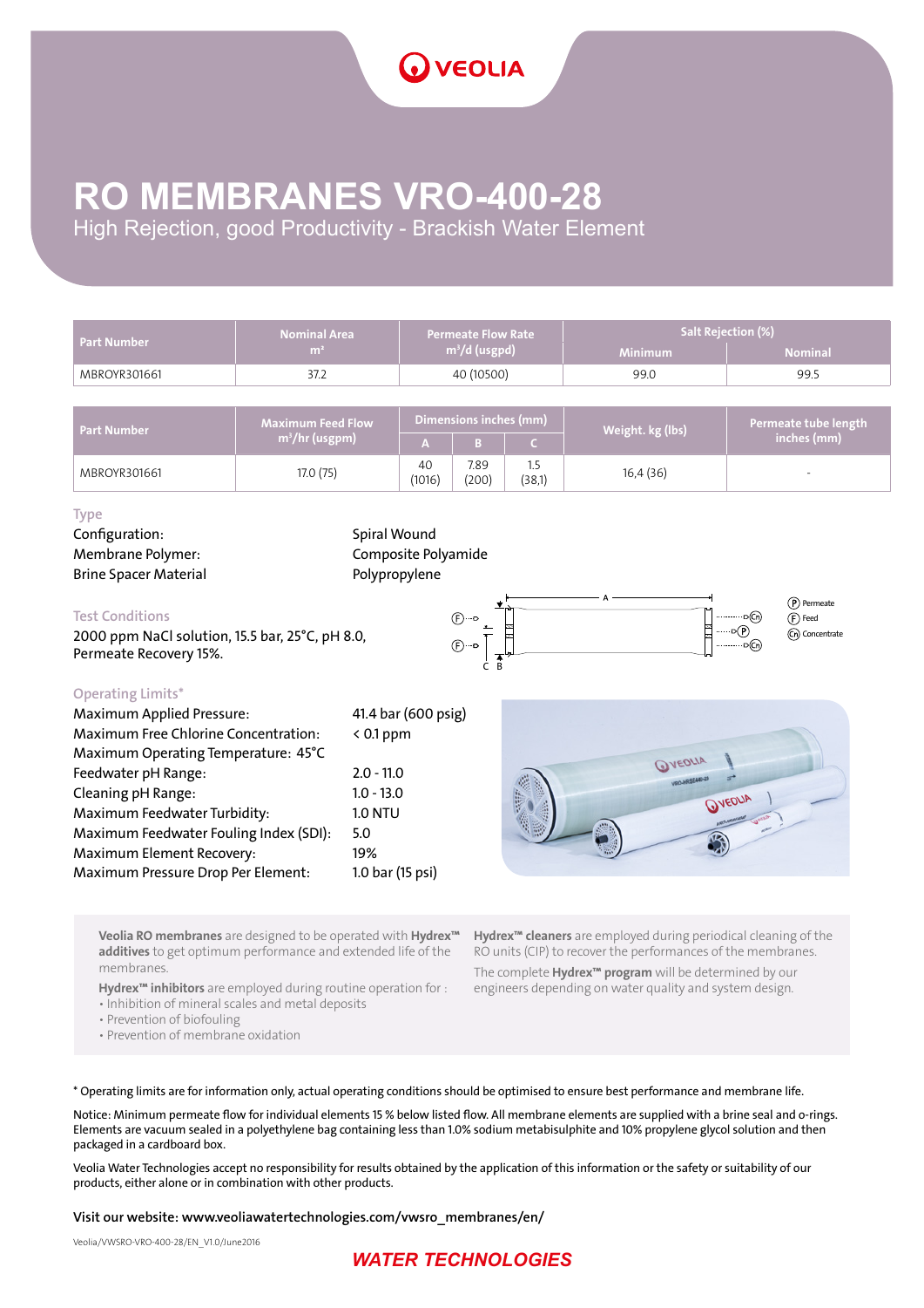# RO MEMBRANES VRO-400-28

High Rejection, good Productivity - Brackish Water Element

| Part Number | Nominal Area $m^2$ | Permeate Flow Rate $m^3/d$ (usgpd) | Salt Rejection (%) | |
|---|---|---|---|---|
| | | | Minimum | Nominal |
| MBROYR301661 | 37.2 | 40 (10500) | 99.0 | 99.5 |

| Part Number | Maximum Feed Flow $m^3/hr$ (usgpm) | Dimensions inches (mm) | | | Weight. kg (lbs) | Permeate tube length inches (mm) |
|---|---|---|---|---|---|---|
| | | A | B | C | | |
| MBROYR301661 | 17.0 (75) | 40 (1016) | 7.89 (200) | 1.5 (38,1) | 16,4 (36) | - |

## Type

Configuration: Spiral Wound
Membrane Polymer: Composite Polyamide
Brine Spacer Material Polypropylene

## Test Conditions

2000 ppm NaCl solution, 15.5 bar, 25°C, pH 8.0, Permeate Recovery 15%.

P Permeate
F Feed
Cn Concentrate

## Operating Limits*

| | |
|---|---|
| Maximum Applied Pressure: | 41.4 bar (600 psig) |
| Maximum Free Chlorine Concentration: | < 0.1 ppm |
| Maximum Operating Temperature: | 45°C |
| Feedwater pH Range: | 2.0 - 11.0 |
| Cleaning pH Range: | 1.0 - 13.0 |
| Maximum Feedwater Turbidity: | 1.0 NTU |
| Maximum Feedwater Fouling Index (SDI): | 5.0 |
| Maximum Element Recovery: | 19% |
| Maximum Pressure Drop Per Element: | 1.0 bar (15 psi) |

**Veolia RO membranes** are designed to be operated with **Hydrex™ additives** to get optimum performance and extended life of the membranes.

**Hydrex™ inhibitors** are employed during routine operation for :
- Inhibition of mineral scales and metal deposits
- Prevention of biofouling
- Prevention of membrane oxidation

**Hydrex™ cleaners** are employed during periodical cleaning of the RO units (CIP) to recover the performances of the membranes.

The complete **Hydrex™ program** will be determined by our engineers depending on water quality and system design.

* Operating limits are for information only, actual operating conditions should be optimised to ensure best performance and membrane life.

Notice: Minimum permeate flow for individual elements 15 % below listed flow. All membrane elements are supplied with a brine seal and o-rings. Elements are vacuum sealed in a polyethylene bag containing less than 1.0% sodium metabisulphite and 10% propylene glycol solution and then packaged in a cardboard box.

Veolia Water Technologies accept no responsibility for results obtained by the application of this information or the safety or suitability of our products, either alone or in combination with other products.

**Visit our website: www.veoliawatertechnologies.com/vwsro_membranes/en/**

Veolia/VWSRO-VRO-400-28/EN_V1.0/June2016

WATER TECHNOLOGIES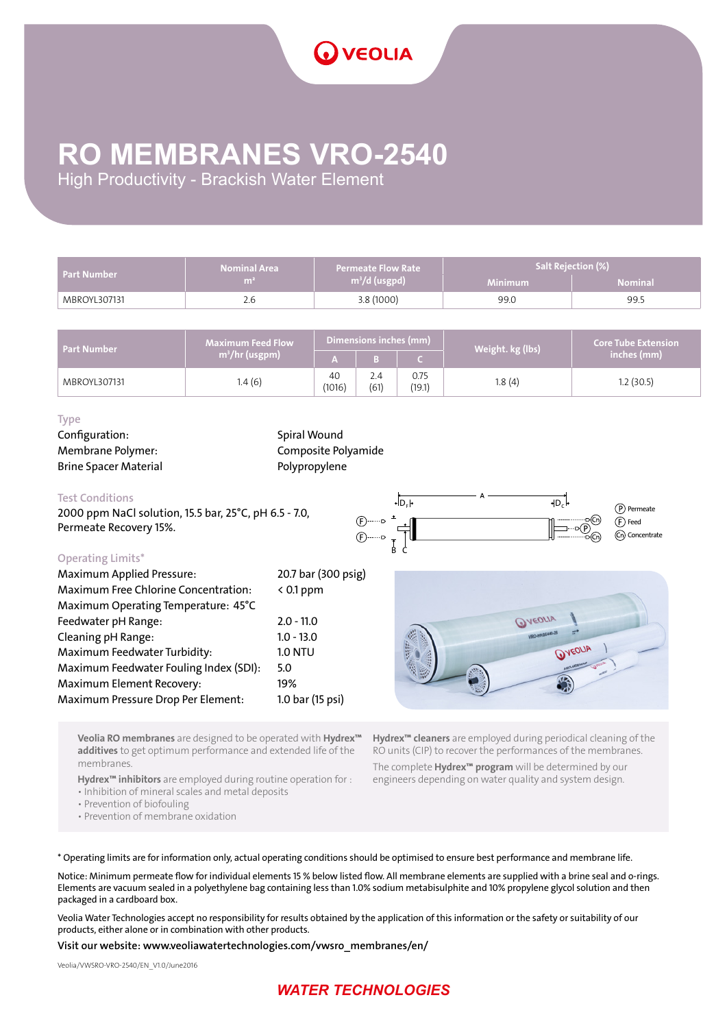VEOLIA

# RO MEMBRANES VRO-2540

## High Productivity - Brackish Water Element

| Part Number | Nominal Area $m^2$ | Permeate Flow Rate $m^3/d$ (usgpd) | Salt Rejection (%) | |
|---|---|---|---|---|
| | | | Minimum | Nominal |
| MBROYL307131 | 2.6 | 3.8 (1000) | 99.0 | 99.5 |

| Part Number | Maximum Feed Flow $m^3/hr$ (usgpm) | Dimensions inches (mm) | | | Weight. kg (lbs) | Core Tube Extension inches (mm) |
|---|---|---|---|---|---|---|
| | | A | B | C | | |
| MBROYL307131 | 1.4 (6) | 40 (1016) | 2.4 (61) | 0.75 (19.1) | 1.8 (4) | 1.2 (30.5) |

### Type

Configuration: Spiral Wound
Membrane Polymer: Composite Polyamide
Brine Spacer Material Polypropylene

### Test Conditions

2000 ppm NaCl solution, 15.5 bar, 25°C, pH 6.5 - 7.0, Permeate Recovery 15%.

(P) Permeate
(F) Feed
(Cn) Concentrate

### Operating Limits*

Maximum Applied Pressure: 20.7 bar (300 psig)
Maximum Free Chlorine Concentration: < 0.1 ppm
Maximum Operating Temperature: 45°C
Feedwater pH Range: 2.0 - 11.0
Cleaning pH Range: 1.0 - 13.0
Maximum Feedwater Turbidity: 1.0 NTU
Maximum Feedwater Fouling Index (SDI): 5.0
Maximum Element Recovery: 19%
Maximum Pressure Drop Per Element: 1.0 bar (15 psi)

**Veolia RO membranes** are designed to be operated with **Hydrex™ additives** to get optimum performance and extended life of the membranes.

**Hydrex™ inhibitors** are employed during routine operation for :

- Inhibition of mineral scales and metal deposits
- Prevention of biofouling
- Prevention of membrane oxidation

**Hydrex™ cleaners** are employed during periodical cleaning of the RO units (CIP) to recover the performances of the membranes.

The complete **Hydrex™ program** will be determined by our engineers depending on water quality and system design.

\* Operating limits are for information only, actual operating conditions should be optimised to ensure best performance and membrane life.

Notice: Minimum permeate flow for individual elements 15 % below listed flow. All membrane elements are supplied with a brine seal and o-rings. Elements are vacuum sealed in a polyethylene bag containing less than 1.0% sodium metabisulphite and 10% propylene glycol solution and then packaged in a cardboard box.

Veolia Water Technologies accept no responsibility for results obtained by the application of this information or the safety or suitability of our products, either alone or in combination with other products.

Visit our website: www.veoliawatertechnologies.com/vwsro_membranes/en/

Veolia/VWSRO-VRO-2540/EN_V1.0/June2016

WATER TECHNOLOGIES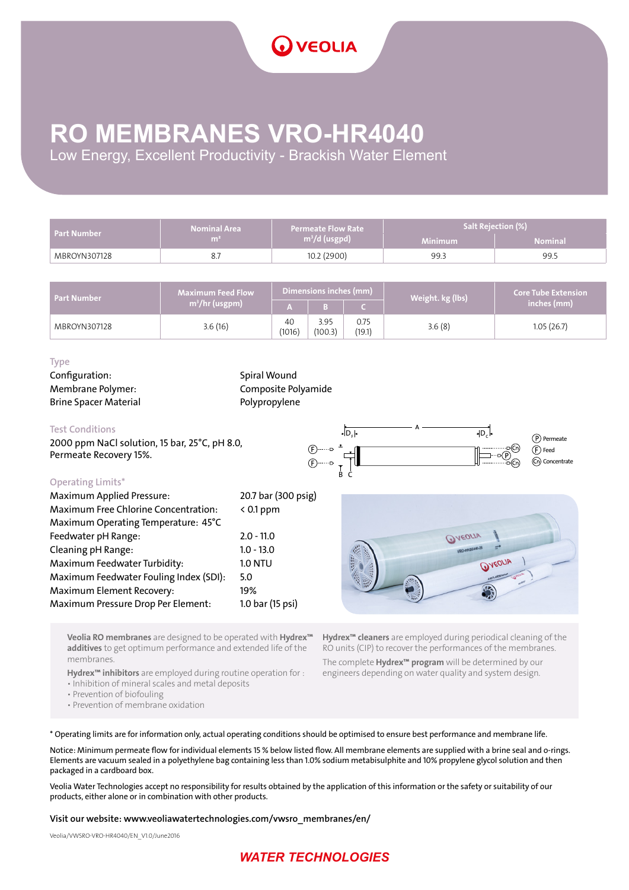# RO MEMBRANES VRO-HR4040

Low Energy, Excellent Productivity - Brackish Water Element

| Part Number | Nominal Area $m^2$ | Permeate Flow Rate $m^3/d$ (usgpd) | Salt Rejection (%) | |
|---|---|---|---|---|
| | | | Minimum | Nominal |
| MBROYN307128 | 8.7 | 10.2 (2900) | 99.3 | 99.5 |

| Part Number | Maximum Feed Flow $m^3/hr$ (usgpm) | Dimensions inches (mm) | | | Weight. kg (lbs) | Core Tube Extension inches (mm) |
|---|---|---|---|---|---|---|
| | | A | B | C | | |
| MBROYN307128 | 3.6 (16) | 40 (1016) | 3.95 (100.3) | 0.75 (19.1) | 3.6 (8) | 1.05 (26.7) |

### Type

| | |
|---|---|
| Configuration: | Spiral Wound |
| Membrane Polymer: | Composite Polyamide |
| Brine Spacer Material | Polypropylene |

### Test Conditions

2000 ppm NaCl solution, 15 bar, 25°C, pH 8.0, Permeate Recovery 15%.

### Operating Limits*

| | |
|---|---|
| Maximum Applied Pressure: | 20.7 bar (300 psig) |
| Maximum Free Chlorine Concentration: | < 0.1 ppm |
| Maximum Operating Temperature: | 45°C |
| Feedwater pH Range: | 2.0 - 11.0 |
| Cleaning pH Range: | 1.0 - 13.0 |
| Maximum Feedwater Turbidity: | 1.0 NTU |
| Maximum Feedwater Fouling Index (SDI): | 5.0 |
| Maximum Element Recovery: | 19% |
| Maximum Pressure Drop Per Element: | 1.0 bar (15 psi) |

P Permeate
F Feed
Cn Concentrate

**Veolia RO membranes** are designed to be operated with **Hydrex™ additives** to get optimum performance and extended life of the membranes.

**Hydrex™ inhibitors** are employed during routine operation for :

- Inhibition of mineral scales and metal deposits
- Prevention of biofouling
- Prevention of membrane oxidation

**Hydrex™ cleaners** are employed during periodical cleaning of the RO units (CIP) to recover the performances of the membranes.

The complete **Hydrex™ program** will be determined by our engineers depending on water quality and system design.

\* Operating limits are for information only, actual operating conditions should be optimised to ensure best performance and membrane life.

Notice: Minimum permeate flow for individual elements 15 % below listed flow. All membrane elements are supplied with a brine seal and o-rings. Elements are vacuum sealed in a polyethylene bag containing less than 1.0% sodium metabisulphite and 10% propylene glycol solution and then packaged in a cardboard box.

Veolia Water Technologies accept no responsibility for results obtained by the application of this information or the safety or suitability of our products, either alone or in combination with other products.

**Visit our website: www.veoliawatertechnologies.com/vwsro_membranes/en/**

Veolia/VWSRO-VRO-HR4040/EN_V1.0/June2016

WATER TECHNOLOGIES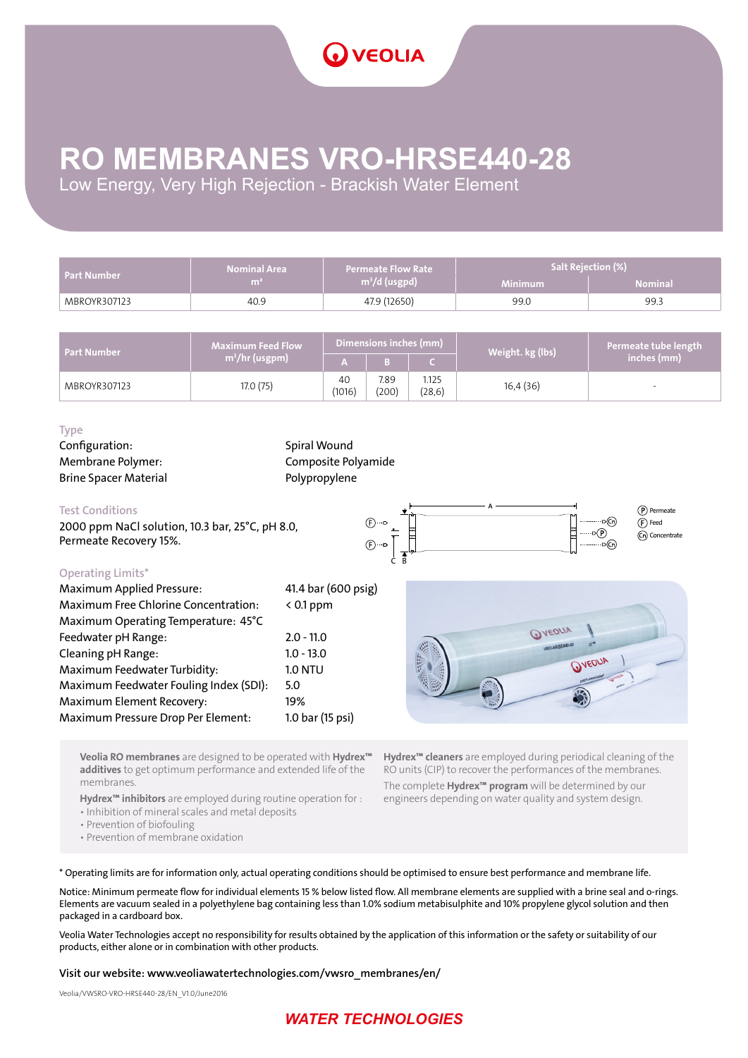# RO MEMBRANES VRO-HRSE440-28

Low Energy, Very High Rejection - Brackish Water Element

| Part Number | Nominal Area $m^2$ | Permeate Flow Rate $m^3/d$ (usgpd) | Salt Rejection (%) | |
|---|---|---|---|---|
| | | | Minimum | Nominal |
| MBROYR307123 | 40.9 | 47.9 (12650) | 99.0 | 99.3 |

| Part Number | Maximum Feed Flow $m^3/hr$ (usgpm) | Dimensions inches (mm) | | | Weight. kg (lbs) | Permeate tube length inches (mm) |
|---|---|---|---|---|---|---|
| | | A | B | C | | |
| MBROYR307123 | 17.0 (75) | 40 (1016) | 7.89 (200) | 1.125 (28,6) | 16,4 (36) | - |

### Type

Configuration: Spiral Wound
Membrane Polymer: Composite Polyamide
Brine Spacer Material Polypropylene

### Test Conditions

2000 ppm NaCl solution, 10.3 bar, 25°C, pH 8.0, Permeate Recovery 15%.

P Permeate
F Feed
Cn Concentrate

### Operating Limits*

| | |
|---|---|
| Maximum Applied Pressure: | 41.4 bar (600 psig) |
| Maximum Free Chlorine Concentration: | < 0.1 ppm |
| Maximum Operating Temperature: | 45°C |
| Feedwater pH Range: | 2.0 - 11.0 |
| Cleaning pH Range: | 1.0 - 13.0 |
| Maximum Feedwater Turbidity: | 1.0 NTU |
| Maximum Feedwater Fouling Index (SDI): | 5.0 |
| Maximum Element Recovery: | 19% |
| Maximum Pressure Drop Per Element: | 1.0 bar (15 psi) |

**Veolia RO membranes** are designed to be operated with **Hydrex™ additives** to get optimum performance and extended life of the membranes.

**Hydrex™ inhibitors** are employed during routine operation for :
- Inhibition of mineral scales and metal deposits
- Prevention of biofouling
- Prevention of membrane oxidation

**Hydrex™ cleaners** are employed during periodical cleaning of the RO units (CIP) to recover the performances of the membranes.

The complete **Hydrex™ program** will be determined by our engineers depending on water quality and system design.

* Operating limits are for information only, actual operating conditions should be optimised to ensure best performance and membrane life.

Notice: Minimum permeate flow for individual elements 15 % below listed flow. All membrane elements are supplied with a brine seal and o-rings. Elements are vacuum sealed in a polyethylene bag containing less than 1.0% sodium metabisulphite and 10% propylene glycol solution and then packaged in a cardboard box.

Veolia Water Technologies accept no responsibility for results obtained by the application of this information or the safety or suitability of our products, either alone or in combination with other products.

**Visit our website: www.veoliawatertechnologies.com/vwsro_membranes/en/**

Veolia/VWSRO-VRO-HRSE440-28/EN_V1.0/June2016

WATER TECHNOLOGIES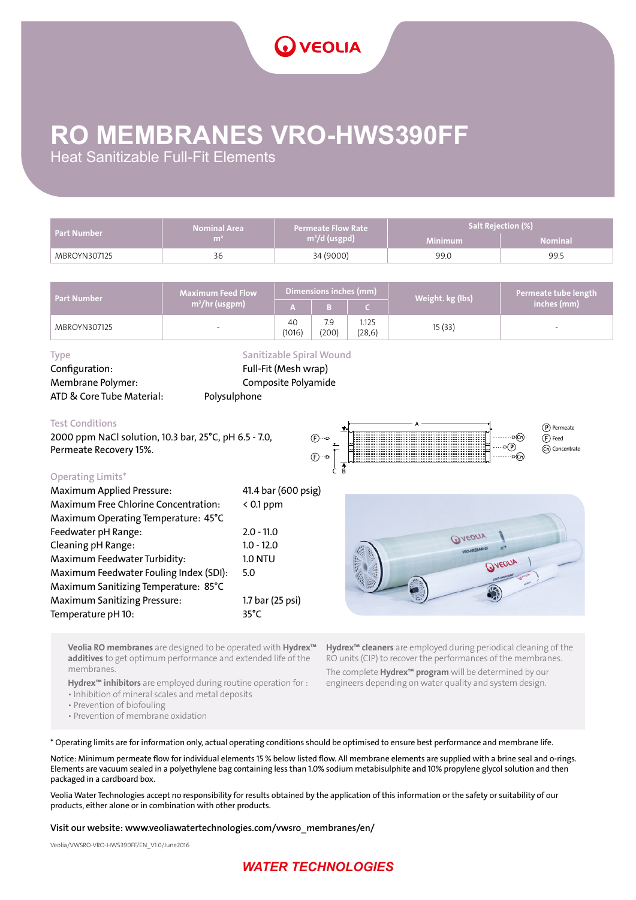# RO MEMBRANES VRO-HWS390FF

Heat Sanitizable Full-Fit Elements

| Part Number | Nominal Area m² | Permeate Flow Rate m³/d (usgpd) | Salt Rejection (%) | |
|---|---|---|---|---|
| | | | Minimum | Nominal |
| MBROYN307125 | 36 | 34 (9000) | 99.0 | 99.5 |

| Part Number | Maximum Feed Flow m³/hr (usgpm) | Dimensions inches (mm) | | | Weight. kg (lbs) | Permeate tube length inches (mm) |
|---|---|---|---|---|---|---|
| | | A | B | C | | |
| MBROYN307125 | - | 40 (1016) | 7.9 (200) | 1.125 (28,6) | 15 (33) | - |

**Type:** Sanitizable Spiral Wound

Configuration: Full-Fit (Mesh wrap)

Membrane Polymer: Composite Polyamide

ATD & Core Tube Material: Polysulphone

### Test Conditions

2000 ppm NaCl solution, 10.3 bar, 25°C, pH 6.5 - 7.0, Permeate Recovery 15%.

P Permeate
F Feed
Cn Concentrate

### Operating Limits*

Maximum Applied Pressure: 41.4 bar (600 psig)
Maximum Free Chlorine Concentration: < 0.1 ppm
Maximum Operating Temperature: 45°C
Feedwater pH Range: 2.0 - 11.0
Cleaning pH Range: 1.0 - 12.0
Maximum Feedwater Turbidity: 1.0 NTU
Maximum Feedwater Fouling Index (SDI): 5.0
Maximum Sanitizing Temperature: 85°C
Maximum Sanitizing Pressure: 1.7 bar (25 psi)
Temperature pH 10: 35°C

**Veolia RO membranes** are designed to be operated with **Hydrex™ additives** to get optimum performance and extended life of the membranes.

**Hydrex™ inhibitors** are employed during routine operation for :

- Inhibition of mineral scales and metal deposits
- Prevention of biofouling
- Prevention of membrane oxidation

**Hydrex™ cleaners** are employed during periodical cleaning of the RO units (CIP) to recover the performances of the membranes.

The complete **Hydrex™ program** will be determined by our engineers depending on water quality and system design.

\* Operating limits are for information only, actual operating conditions should be optimised to ensure best performance and membrane life.

Notice: Minimum permeate flow for individual elements 15 % below listed flow. All membrane elements are supplied with a brine seal and o-rings. Elements are vacuum sealed in a polyethylene bag containing less than 1.0% sodium metabisulphite and 10% propylene glycol solution and then packaged in a cardboard box.

Veolia Water Technologies accept no responsibility for results obtained by the application of this information or the safety or suitability of our products, either alone or in combination with other products.

**Visit our website: www.veoliawatertechnologies.com/vwsro_membranes/en/**

Veolia/VWSRO-VRO-HWS390FF/EN_V1.0/June2016

WATER TECHNOLOGIES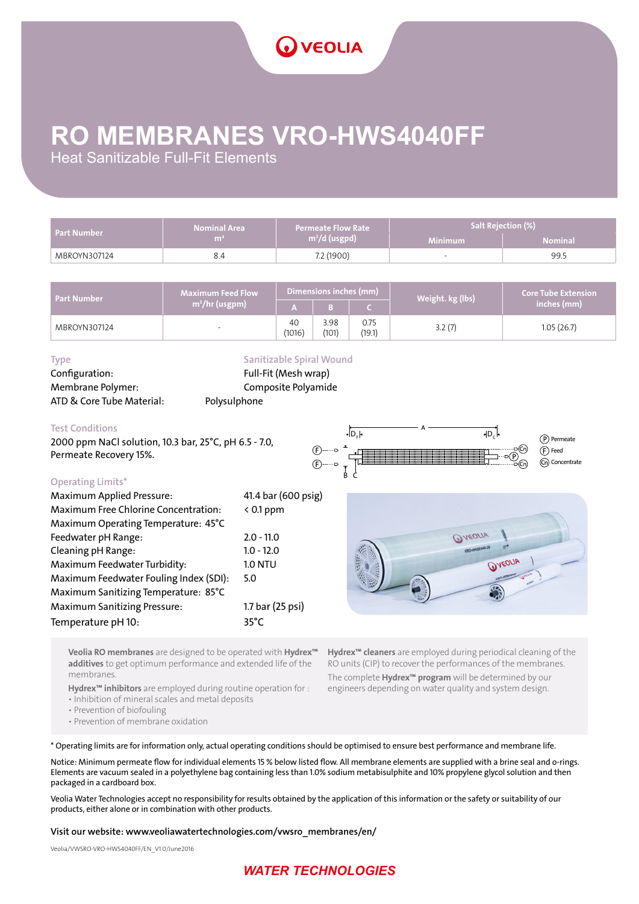# RO MEMBRANES VRO-HWS4040FF

## Heat Sanitizable Full-Fit Elements

| Part Number | Nominal Area $m^2$ | Permeate Flow Rate $m^3/d$ (usgpd) | Salt Rejection (%) | |
|---|---|---|---|---|
| | | | Minimum | Nominal |
| MBROYN307124 | 8.4 | 7.2 (1900) | - | 99.5 |

| Part Number | Maximum Feed Flow $m^3/hr$ (usgpm) | Dimensions inches (mm) | | | Weight. kg (lbs) | Core Tube Extension inches (mm) |
|---|---|---|---|---|---|---|
| | | A | B | C | | |
| MBROYN307124 | - | 40 (1016) | 3.98 (101) | 0.75 (19.1) | 3.2 (7) | 1.05 (26.7) |

| | |
|---|---|
| Type | Sanitizable Spiral Wound |
| Configuration: | Full-Fit (Mesh wrap) |
| Membrane Polymer: | Composite Polyamide |
| ATD & Core Tube Material: | Polysulphone |

### Test Conditions

2000 ppm NaCl solution, 10.3 bar, 25°C, pH 6.5 - 7.0, Permeate Recovery 15%.

Ⓟ Permeate
Ⓕ Feed
Ⓒn Concentrate

### Operating Limits*

| | |
|---|---|
| Maximum Applied Pressure: | 41.4 bar (600 psig) |
| Maximum Free Chlorine Concentration: | < 0.1 ppm |
| Maximum Operating Temperature: | 45°C |
| Feedwater pH Range: | 2.0 - 11.0 |
| Cleaning pH Range: | 1.0 - 12.0 |
| Maximum Feedwater Turbidity: | 1.0 NTU |
| Maximum Feedwater Fouling Index (SDI): | 5.0 |
| Maximum Sanitizing Temperature: | 85°C |
| Maximum Sanitizing Pressure: | 1.7 bar (25 psi) |
| Temperature pH 10: | 35°C |

**Veolia RO membranes** are designed to be operated with **Hydrex™ additives** to get optimum performance and extended life of the membranes.

**Hydrex™ inhibitors** are employed during routine operation for :
- Inhibition of mineral scales and metal deposits
- Prevention of biofouling
- Prevention of membrane oxidation

**Hydrex™ cleaners** are employed during periodical cleaning of the RO units (CIP) to recover the performances of the membranes.

The complete **Hydrex™ program** will be determined by our engineers depending on water quality and system design.

* Operating limits are for information only, actual operating conditions should be optimised to ensure best performance and membrane life.

Notice: Minimum permeate flow for individual elements 15 % below listed flow. All membrane elements are supplied with a brine seal and o-rings. Elements are vacuum sealed in a polyethylene bag containing less than 1.0% sodium metabisulphite and 10% propylene glycol solution and then packaged in a cardboard box.

Veolia Water Technologies accept no responsibility for results obtained by the application of this information or the safety or suitability of our products, either alone or in combination with other products.

**Visit our website: www.veoliawatertechnologies.com/vwsro_membranes/en/**

Veolia/VWSRO-VRO-HWS4040FF/EN_V1.0/June2016

**WATER TECHNOLOGIES**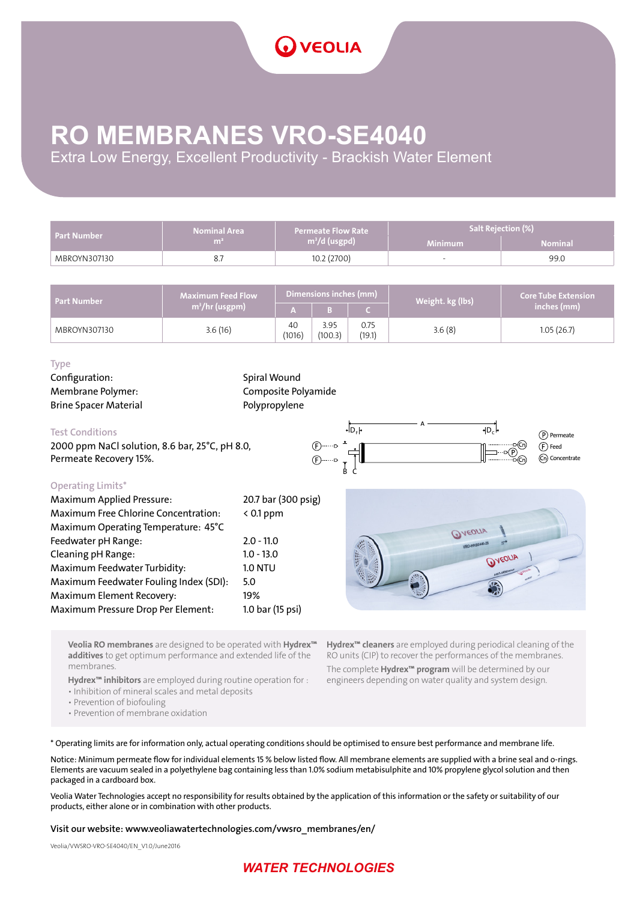# RO MEMBRANES VRO-SE4040

Extra Low Energy, Excellent Productivity - Brackish Water Element

| Part Number | Nominal Area $m^2$ | Permeate Flow Rate $m^3/d$ (usgpd) | Salt Rejection (%) | |
|---|---|---|---|---|
| | | | Minimum | Nominal |
| MBROYN307130 | 8.7 | 10.2 (2700) | - | 99.0 |

| Part Number | Maximum Feed Flow $m^3/hr$ (usgpm) | Dimensions inches (mm) | | | Weight. kg (lbs) | Core Tube Extension inches (mm) |
|---|---|---|---|---|---|---|
| | | A | B | C | | |
| MBROYN307130 | 3.6 (16) | 40 (1016) | 3.95 (100.3) | 0.75 (19.1) | 3.6 (8) | 1.05 (26.7) |

### Type

| | |
|---|---|
| Configuration: | Spiral Wound |
| Membrane Polymer: | Composite Polyamide |
| Brine Spacer Material | Polypropylene |

### Test Conditions

2000 ppm NaCl solution, 8.6 bar, 25°C, pH 8.0, Permeate Recovery 15%.

P Permeate
F Feed
Cn Concentrate

### Operating Limits*

| | |
|---|---|
| Maximum Applied Pressure: | 20.7 bar (300 psig) |
| Maximum Free Chlorine Concentration: | < 0.1 ppm |
| Maximum Operating Temperature: | 45°C |
| Feedwater pH Range: | 2.0 - 11.0 |
| Cleaning pH Range: | 1.0 - 13.0 |
| Maximum Feedwater Turbidity: | 1.0 NTU |
| Maximum Feedwater Fouling Index (SDI): | 5.0 |
| Maximum Element Recovery: | 19% |
| Maximum Pressure Drop Per Element: | 1.0 bar (15 psi) |

**Veolia RO membranes** are designed to be operated with **Hydrex™ additives** to get optimum performance and extended life of the membranes.

**Hydrex™ inhibitors** are employed during routine operation for :

- Inhibition of mineral scales and metal deposits
- Prevention of biofouling
- Prevention of membrane oxidation

**Hydrex™ cleaners** are employed during periodical cleaning of the RO units (CIP) to recover the performances of the membranes.

The complete **Hydrex™ program** will be determined by our engineers depending on water quality and system design.

\* Operating limits are for information only, actual operating conditions should be optimised to ensure best performance and membrane life.

Notice: Minimum permeate flow for individual elements 15 % below listed flow. All membrane elements are supplied with a brine seal and o-rings. Elements are vacuum sealed in a polyethylene bag containing less than 1.0% sodium metabisulphite and 10% propylene glycol solution and then packaged in a cardboard box.

Veolia Water Technologies accept no responsibility for results obtained by the application of this information or the safety or suitability of our products, either alone or in combination with other products.

**Visit our website: www.veoliawatertechnologies.com/vwsro_membranes/en/**

Veolia/VWSRO-VRO-SE4040/EN_V1.0/June2016

**WATER TECHNOLOGIES**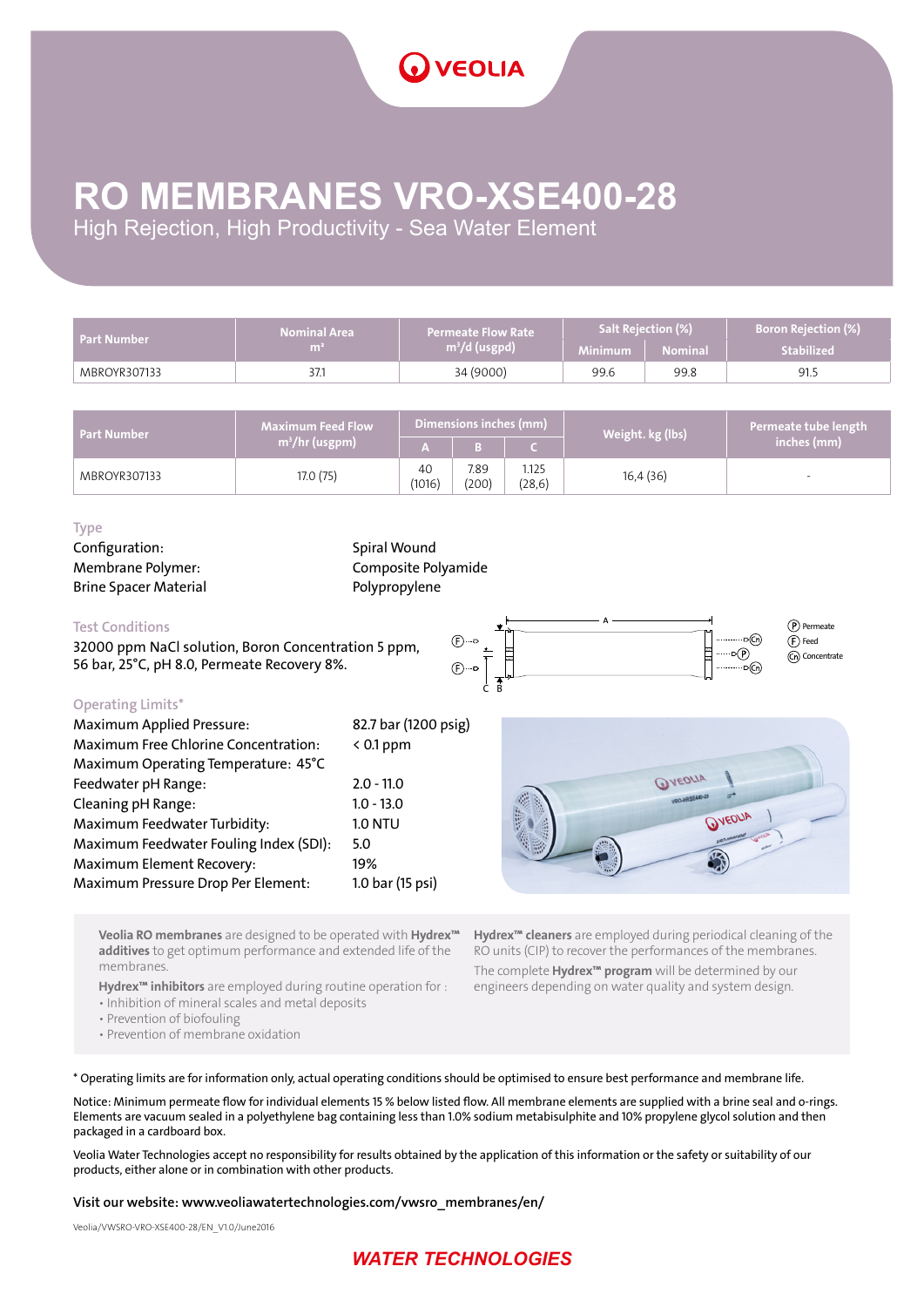# RO MEMBRANES VRO-XSE400-28

High Rejection, High Productivity - Sea Water Element

| Part Number | Nominal Area $m^2$ | Permeate Flow Rate $m^3$/d (usgpd) | Salt Rejection (%) | | Boron Rejection (%) |
|---|---|---|---|---|---|
| | | | Minimum | Nominal | Stabilized |
| MBROYR307133 | 37.1 | 34 (9000) | 99.6 | 99.8 | 91.5 |

| Part Number | Maximum Feed Flow $m^3$/hr (usgpm) | Dimensions inches (mm) | | | Weight. kg (lbs) | Permeate tube length inches (mm) |
|---|---|---|---|---|---|---|
| | | A | B | C | | |
| MBROYR307133 | 17.0 (75) | 40 (1016) | 7.89 (200) | 1.125 (28,6) | 16,4 (36) | - |

### Type

Configuration: Spiral Wound
Membrane Polymer: Composite Polyamide
Brine Spacer Material: Polypropylene

### Test Conditions

32000 ppm NaCl solution, Boron Concentration 5 ppm, 56 bar, 25°C, pH 8.0, Permeate Recovery 8%.

P Permeate
F Feed
Cn Concentrate

### Operating Limits*

| | |
|---|---|
| Maximum Applied Pressure: | 82.7 bar (1200 psig) |
| Maximum Free Chlorine Concentration: | < 0.1 ppm |
| Maximum Operating Temperature: | 45°C |
| Feedwater pH Range: | 2.0 - 11.0 |
| Cleaning pH Range: | 1.0 - 13.0 |
| Maximum Feedwater Turbidity: | 1.0 NTU |
| Maximum Feedwater Fouling Index (SDI): | 5.0 |
| Maximum Element Recovery: | 19% |
| Maximum Pressure Drop Per Element: | 1.0 bar (15 psi) |

**Veolia RO membranes** are designed to be operated with **Hydrex™ additives** to get optimum performance and extended life of the membranes.

**Hydrex™ inhibitors** are employed during routine operation for :
- Inhibition of mineral scales and metal deposits
- Prevention of biofouling
- Prevention of membrane oxidation

**Hydrex™ cleaners** are employed during periodical cleaning of the RO units (CIP) to recover the performances of the membranes.

The complete **Hydrex™ program** will be determined by our engineers depending on water quality and system design.

* Operating limits are for information only, actual operating conditions should be optimised to ensure best performance and membrane life.

Notice: Minimum permeate flow for individual elements 15 % below listed flow. All membrane elements are supplied with a brine seal and o-rings. Elements are vacuum sealed in a polyethylene bag containing less than 1.0% sodium metabisulphite and 10% propylene glycol solution and then packaged in a cardboard box.

Veolia Water Technologies accept no responsibility for results obtained by the application of this information or the safety or suitability of our products, either alone or in combination with other products.

**Visit our website: www.veoliawatertechnologies.com/vwsro_membranes/en/**

Veolia/VWSRO-VRO-XSE400-28/EN_V1.0/June2016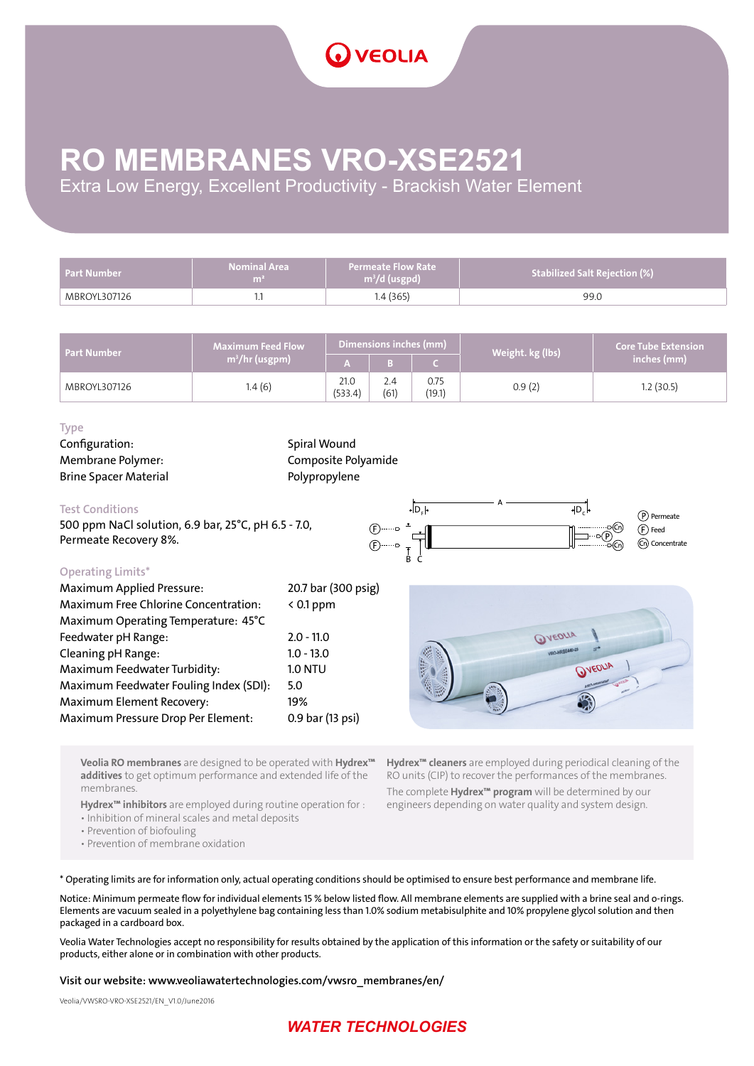# RO MEMBRANES VRO-XSE2521

Extra Low Energy, Excellent Productivity - Brackish Water Element

| Part Number | Nominal Area $m^2$ | Permeate Flow Rate $m^3/d$ (usgpd) | Stabilized Salt Rejection (%) |
|---|---|---|---|
| MBROYL307126 | 1.1 | 1.4 (365) | 99.0 |

| Part Number | Maximum Feed Flow $m^3/hr$ (usgpm) | Dimensions inches (mm) | | | Weight. kg (lbs) | Core Tube Extension inches (mm) |
|---|---|---|---|---|---|---|
| | | A | B | C | | |
| MBROYL307126 | 1.4 (6) | 21.0 (533.4) | 2.4 (61) | 0.75 (19.1) | 0.9 (2) | 1.2 (30.5) |

### Type

| | |
|---|---|
| Configuration: | Spiral Wound |
| Membrane Polymer: | Composite Polyamide |
| Brine Spacer Material | Polypropylene |

### Test Conditions

500 ppm NaCl solution, 6.9 bar, 25°C, pH 6.5 - 7.0, Permeate Recovery 8%.

P Permeate
F Feed
Cn Concentrate

### Operating Limits*

| | |
|---|---|
| Maximum Applied Pressure: | 20.7 bar (300 psig) |
| Maximum Free Chlorine Concentration: | < 0.1 ppm |
| Maximum Operating Temperature: | 45°C |
| Feedwater pH Range: | 2.0 - 11.0 |
| Cleaning pH Range: | 1.0 - 13.0 |
| Maximum Feedwater Turbidity: | 1.0 NTU |
| Maximum Feedwater Fouling Index (SDI): | 5.0 |
| Maximum Element Recovery: | 19% |
| Maximum Pressure Drop Per Element: | 0.9 bar (13 psi) |

**Veolia RO membranes** are designed to be operated with **Hydrex™ additives** to get optimum performance and extended life of the membranes.

**Hydrex™ inhibitors** are employed during routine operation for :

- Inhibition of mineral scales and metal deposits
- Prevention of biofouling
- Prevention of membrane oxidation

**Hydrex™ cleaners** are employed during periodical cleaning of the RO units (CIP) to recover the performances of the membranes.

The complete **Hydrex™ program** will be determined by our engineers depending on water quality and system design.

\* Operating limits are for information only, actual operating conditions should be optimised to ensure best performance and membrane life.

Notice: Minimum permeate flow for individual elements 15 % below listed flow. All membrane elements are supplied with a brine seal and o-rings. Elements are vacuum sealed in a polyethylene bag containing less than 1.0% sodium metabisulphite and 10% propylene glycol solution and then packaged in a cardboard box.

Veolia Water Technologies accept no responsibility for results obtained by the application of this information or the safety or suitability of our products, either alone or in combination with other products.

**Visit our website: www.veoliawatertechnologies.com/vwsro_membranes/en/**

Veolia/VWSRO-VRO-XSE2521/EN_V1.0/June2016

WATER TECHNOLOGIES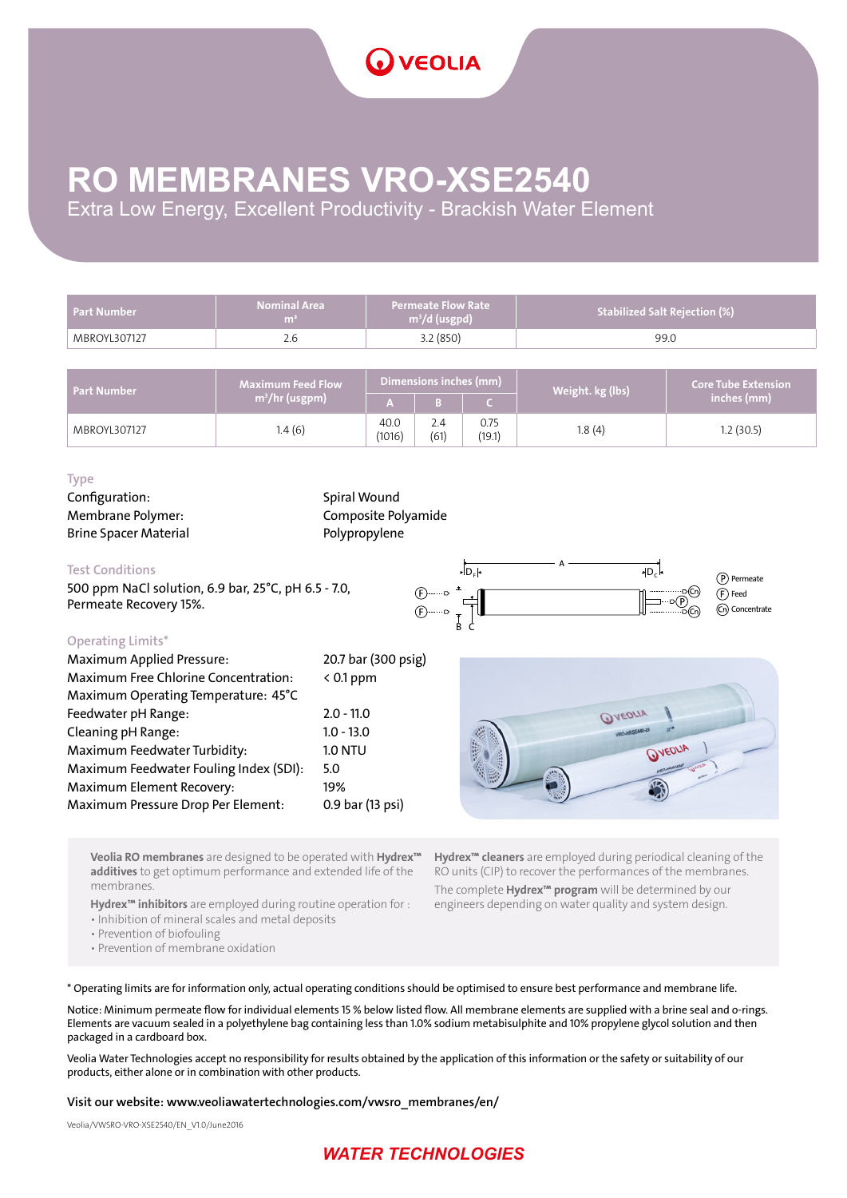# RO MEMBRANES VRO-XSE2540

Extra Low Energy, Excellent Productivity - Brackish Water Element

| Part Number | Nominal Area $m^2$ | Permeate Flow Rate $m^3/d$ (usgpd) | Stabilized Salt Rejection (%) |
|---|---|---|---|
| MBROYL307127 | 2.6 | 3.2 (850) | 99.0 |

| Part Number | Maximum Feed Flow $m^3/hr$ (usgpm) | Dimensions inches (mm) | | | Weight. kg (lbs) | Core Tube Extension inches (mm) |
|---|---|---|---|---|---|---|
| | | A | B | C | | |
| MBROYL307127 | 1.4 (6) | 40.0 (1016) | 2.4 (61) | 0.75 (19.1) | 1.8 (4) | 1.2 (30.5) |

### Type

| | |
|---|---|
| Configuration: | Spiral Wound |
| Membrane Polymer: | Composite Polyamide |
| Brine Spacer Material | Polypropylene |

### Test Conditions

500 ppm NaCl solution, 6.9 bar, 25°C, pH 6.5 - 7.0, Permeate Recovery 15%.

(P) Permeate (F) Feed (Cn) Concentrate

### Operating Limits*

| | |
|---|---|
| Maximum Applied Pressure: | 20.7 bar (300 psig) |
| Maximum Free Chlorine Concentration: | < 0.1 ppm |
| Maximum Operating Temperature: | 45°C |
| Feedwater pH Range: | 2.0 - 11.0 |
| Cleaning pH Range: | 1.0 - 13.0 |
| Maximum Feedwater Turbidity: | 1.0 NTU |
| Maximum Feedwater Fouling Index (SDI): | 5.0 |
| Maximum Element Recovery: | 19% |
| Maximum Pressure Drop Per Element: | 0.9 bar (13 psi) |

**Veolia RO membranes** are designed to be operated with **Hydrex™ additives** to get optimum performance and extended life of the membranes.

**Hydrex™ inhibitors** are employed during routine operation for :

- Inhibition of mineral scales and metal deposits
- Prevention of biofouling
- Prevention of membrane oxidation

**Hydrex™ cleaners** are employed during periodical cleaning of the RO units (CIP) to recover the performances of the membranes.

The complete **Hydrex™ program** will be determined by our engineers depending on water quality and system design.

\* Operating limits are for information only, actual operating conditions should be optimised to ensure best performance and membrane life.

Notice: Minimum permeate flow for individual elements 15 % below listed flow. All membrane elements are supplied with a brine seal and o-rings. Elements are vacuum sealed in a polyethylene bag containing less than 1.0% sodium metabisulphite and 10% propylene glycol solution and then packaged in a cardboard box.

Veolia Water Technologies accept no responsibility for results obtained by the application of this information or the safety or suitability of our products, either alone or in combination with other products.

**Visit our website: www.veoliawatertechnologies.com/vwsro_membranes/en/**

Veolia/VWSRO-VRO-XSE2540/EN_V1.0/June2016

WATER TECHNOLOGIES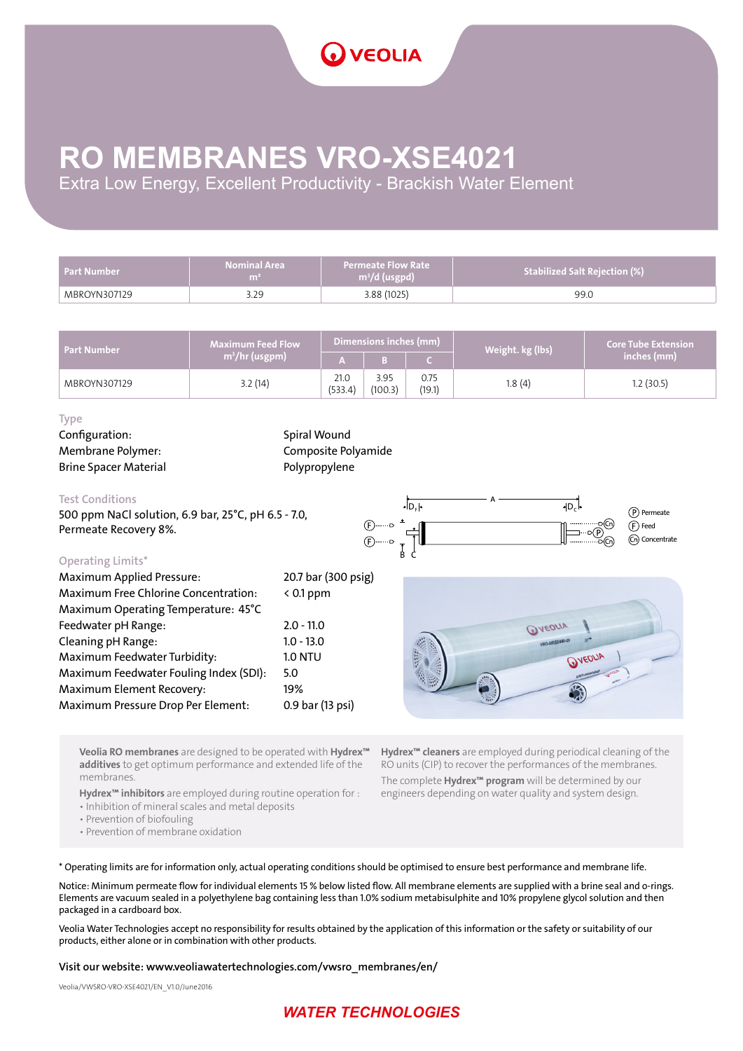# RO MEMBRANES VRO-XSE4021

Extra Low Energy, Excellent Productivity - Brackish Water Element

| Part Number | Nominal Area $m^2$ | Permeate Flow Rate $m^3$/d (usgpd) | Stabilized Salt Rejection (%) |
|---|---|---|---|
| MBROYN307129 | 3.29 | 3.88 (1025) | 99.0 |

| Part Number | Maximum Feed Flow $m^3$/hr (usgpm) | Dimensions inches (mm) | | | Weight. kg (lbs) | Core Tube Extension inches (mm) |
|---|---|---|---|---|---|---|
| | | A | B | C | | |
| MBROYN307129 | 3.2 (14) | 21.0 (533.4) | 3.95 (100.3) | 0.75 (19.1) | 1.8 (4) | 1.2 (30.5) |

### Type

| | |
|---|---|
| Configuration: | Spiral Wound |
| Membrane Polymer: | Composite Polyamide |
| Brine Spacer Material | Polypropylene |

### Test Conditions

500 ppm NaCl solution, 6.9 bar, 25°C, pH 6.5 - 7.0, Permeate Recovery 8%.

### Operating Limits*

| | |
|---|---|
| Maximum Applied Pressure: | 20.7 bar (300 psig) |
| Maximum Free Chlorine Concentration: | < 0.1 ppm |
| Maximum Operating Temperature: | 45°C |
| Feedwater pH Range: | 2.0 - 11.0 |
| Cleaning pH Range: | 1.0 - 13.0 |
| Maximum Feedwater Turbidity: | 1.0 NTU |
| Maximum Feedwater Fouling Index (SDI): | 5.0 |
| Maximum Element Recovery: | 19% |
| Maximum Pressure Drop Per Element: | 0.9 bar (13 psi) |

**Veolia RO membranes** are designed to be operated with **Hydrex™ additives** to get optimum performance and extended life of the membranes.

**Hydrex™ inhibitors** are employed during routine operation for :

- Inhibition of mineral scales and metal deposits
- Prevention of biofouling
- Prevention of membrane oxidation

**Hydrex™ cleaners** are employed during periodical cleaning of the RO units (CIP) to recover the performances of the membranes.

The complete **Hydrex™ program** will be determined by our engineers depending on water quality and system design.

* Operating limits are for information only, actual operating conditions should be optimised to ensure best performance and membrane life.

Notice: Minimum permeate flow for individual elements 15 % below listed flow. All membrane elements are supplied with a brine seal and o-rings. Elements are vacuum sealed in a polyethylene bag containing less than 1.0% sodium metabisulphite and 10% propylene glycol solution and then packaged in a cardboard box.

Veolia Water Technologies accept no responsibility for results obtained by the application of this information or the safety or suitability of our products, either alone or in combination with other products.

**Visit our website: www.veoliawatertechnologies.com/vwsro_membranes/en/**

Veolia/VWSRO-VRO-XSE4021/EN_V1.0/June2016

WATER TECHNOLOGIES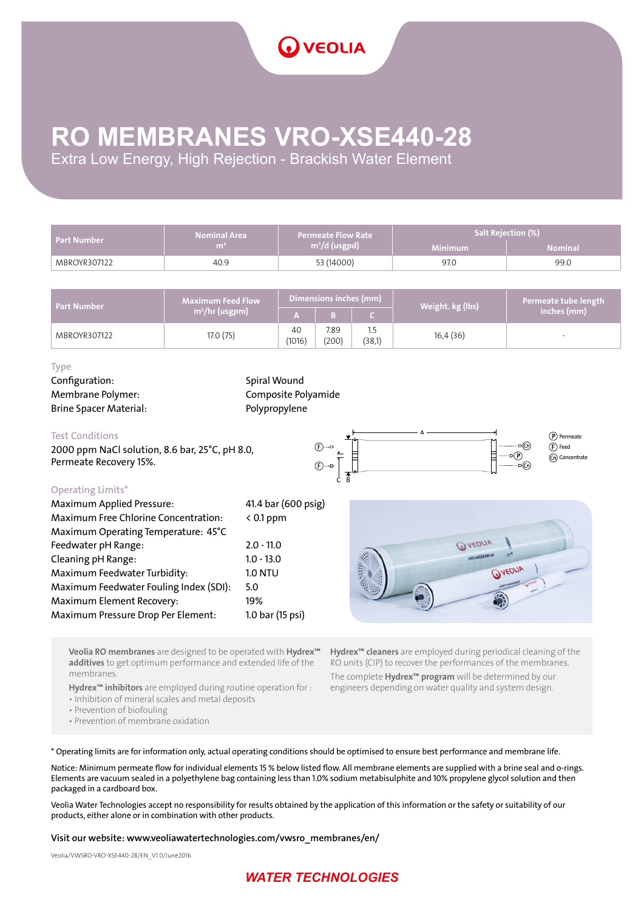# RO MEMBRANES VRO-XSE440-28

Extra Low Energy, High Rejection - Brackish Water Element

| Part Number | Nominal Area m² | Permeate Flow Rate m³/d (usgpd) | Salt Rejection (%) | |
|---|---|---|---|---|
| | | | Minimum | Nominal |
| MBROYR307122 | 40.9 | 53 (14000) | 97.0 | 99.0 |

| Part Number | Maximum Feed Flow m³/hr (usgpm) | Dimensions inches (mm) | | | Weight. kg (lbs) | Permeate tube length inches (mm) |
|---|---|---|---|---|---|---|
| | | A | B | C | | |
| MBROYR307122 | 17.0 (75) | 40 (1016) | 7.89 (200) | 1.5 (38,1) | 16,4 (36) | - |

### Type

| | |
|---|---|
| Configuration: | Spiral Wound |
| Membrane Polymer: | Composite Polyamide |
| Brine Spacer Material: | Polypropylene |

### Test Conditions

2000 ppm NaCl solution, 8.6 bar, 25°C, pH 8.0, Permeate Recovery 15%.

P Permeate
F Feed
Cn Concentrate

### Operating Limits*

| | |
|---|---|
| Maximum Applied Pressure: | 41.4 bar (600 psig) |
| Maximum Free Chlorine Concentration: | < 0.1 ppm |
| Maximum Operating Temperature: | 45°C |
| Feedwater pH Range: | 2.0 - 11.0 |
| Cleaning pH Range: | 1.0 - 13.0 |
| Maximum Feedwater Turbidity: | 1.0 NTU |
| Maximum Feedwater Fouling Index (SDI): | 5.0 |
| Maximum Element Recovery: | 19% |
| Maximum Pressure Drop Per Element: | 1.0 bar (15 psi) |

**Veolia RO membranes** are designed to be operated with **Hydrex™ additives** to get optimum performance and extended life of the membranes.

**Hydrex™ inhibitors** are employed during routine operation for :

- Inhibition of mineral scales and metal deposits
- Prevention of biofouling
- Prevention of membrane oxidation

**Hydrex™ cleaners** are employed during periodical cleaning of the RO units (CIP) to recover the performances of the membranes.

The complete **Hydrex™ program** will be determined by our engineers depending on water quality and system design.

* Operating limits are for information only, actual operating conditions should be optimised to ensure best performance and membrane life.

Notice: Minimum permeate flow for individual elements 15 % below listed flow. All membrane elements are supplied with a brine seal and o-rings. Elements are vacuum sealed in a polyethylene bag containing less than 1.0% sodium metabisulphite and 10% propylene glycol solution and then packaged in a cardboard box.

Veolia Water Technologies accept no responsibility for results obtained by the application of this information or the safety or suitability of our products, either alone or in combination with other products.

**Visit our website: www.veoliawatertechnologies.com/vwsro_membranes/en/**

Veolia/VWSRO-VRO-XSE440-28/EN_V1.0/June2016

WATER TECHNOLOGIES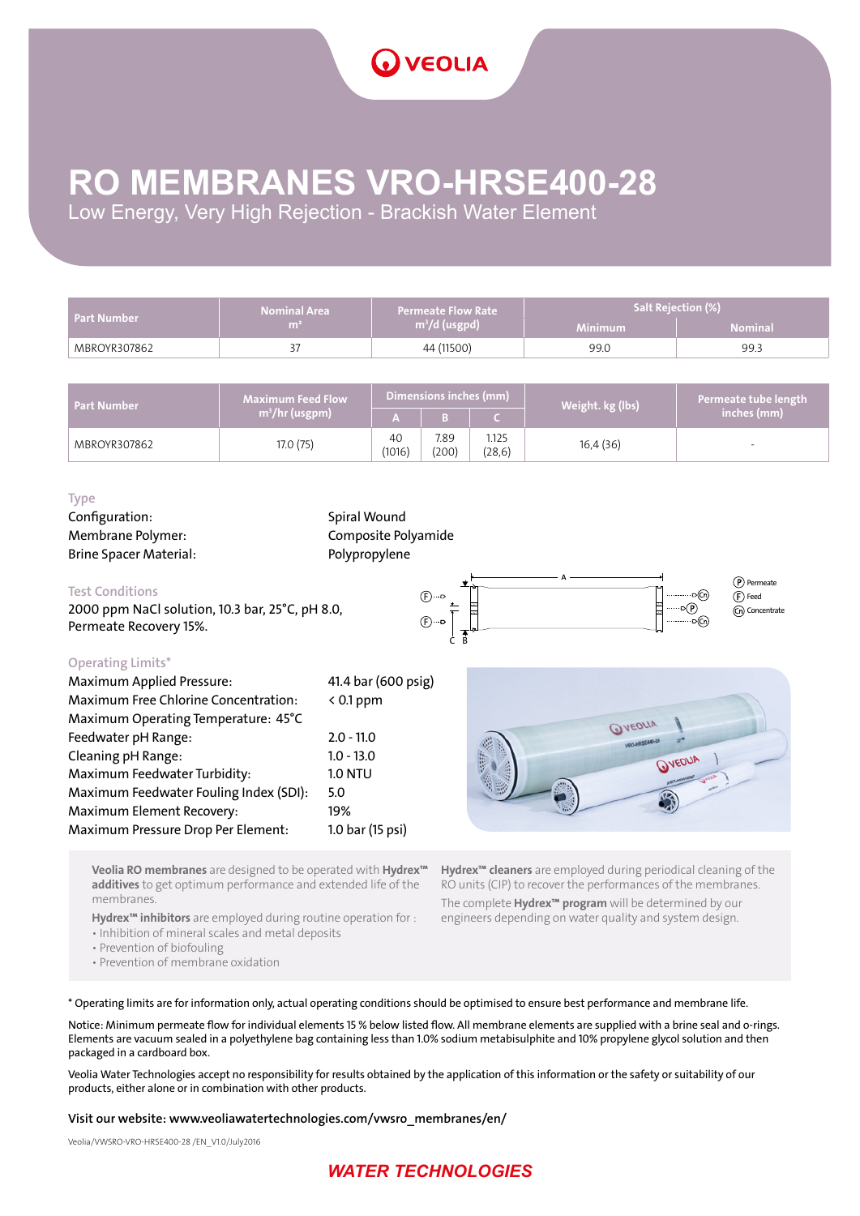# RO MEMBRANES VRO-HRSE400-28

Low Energy, Very High Rejection - Brackish Water Element

| Part Number | Nominal Area m² | Permeate Flow Rate m³/d (usgpd) | Salt Rejection (%) | |
|---|---|---|---|---|
| | | | Minimum | Nominal |
| MBROYR307862 | 37 | 44 (11500) | 99.0 | 99.3 |

| Part Number | Maximum Feed Flow m³/hr (usgpm) | Dimensions inches (mm) | | | Weight. kg (lbs) | Permeate tube length inches (mm) |
|---|---|---|---|---|---|---|
| | | A | B | C | | |
| MBROYR307862 | 17.0 (75) | 40 (1016) | 7.89 (200) | 1.125 (28,6) | 16,4 (36) | - |

### Type

Configuration: Spiral Wound
Membrane Polymer: Composite Polyamide
Brine Spacer Material: Polypropylene

### Test Conditions

2000 ppm NaCl solution, 10.3 bar, 25°C, pH 8.0, Permeate Recovery 15%.

A
C B
F F
Cn P Cn
P Permeate
F Feed
Cn Concentrate

### Operating Limits*

Maximum Applied Pressure: 41.4 bar (600 psig)
Maximum Free Chlorine Concentration: < 0.1 ppm
Maximum Operating Temperature: 45°C
Feedwater pH Range: 2.0 - 11.0
Cleaning pH Range: 1.0 - 13.0
Maximum Feedwater Turbidity: 1.0 NTU
Maximum Feedwater Fouling Index (SDI): 5.0
Maximum Element Recovery: 19%
Maximum Pressure Drop Per Element: 1.0 bar (15 psi)

**Veolia RO membranes** are designed to be operated with **Hydrex™ additives** to get optimum performance and extended life of the membranes.

**Hydrex™ inhibitors** are employed during routine operation for :

- Inhibition of mineral scales and metal deposits
- Prevention of biofouling
- Prevention of membrane oxidation

**Hydrex™ cleaners** are employed during periodical cleaning of the RO units (CIP) to recover the performances of the membranes.

The complete **Hydrex™ program** will be determined by our engineers depending on water quality and system design.

\* Operating limits are for information only, actual operating conditions should be optimised to ensure best performance and membrane life.

Notice: Minimum permeate flow for individual elements 15 % below listed flow. All membrane elements are supplied with a brine seal and o-rings. Elements are vacuum sealed in a polyethylene bag containing less than 1.0% sodium metabisulphite and 10% propylene glycol solution and then packaged in a cardboard box.

Veolia Water Technologies accept no responsibility for results obtained by the application of this information or the safety or suitability of our products, either alone or in combination with other products.

**Visit our website: www.veoliawatertechnologies.com/vwsro_membranes/en/**

Veolia/VWSRO-VRO-HRSE400-28 /EN_V1.0/July2016

WATER TECHNOLOGIES